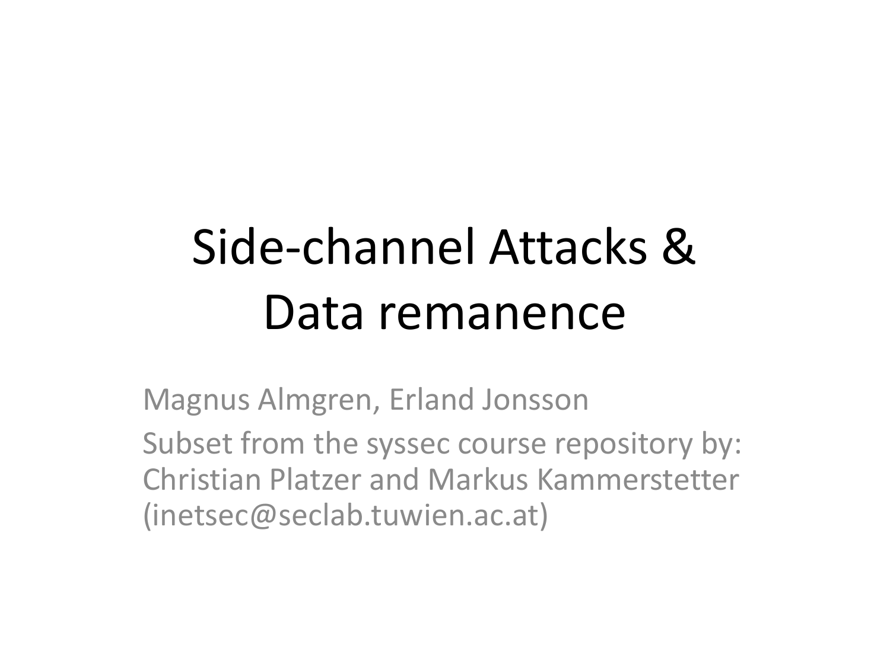# Side-channel Attacks & Data remanence

Magnus Almgren, Erland Jonsson

Subset from the syssec course repository by: Christian Platzer and Markus Kammerstetter (inetsec@seclab.tuwien.ac.at)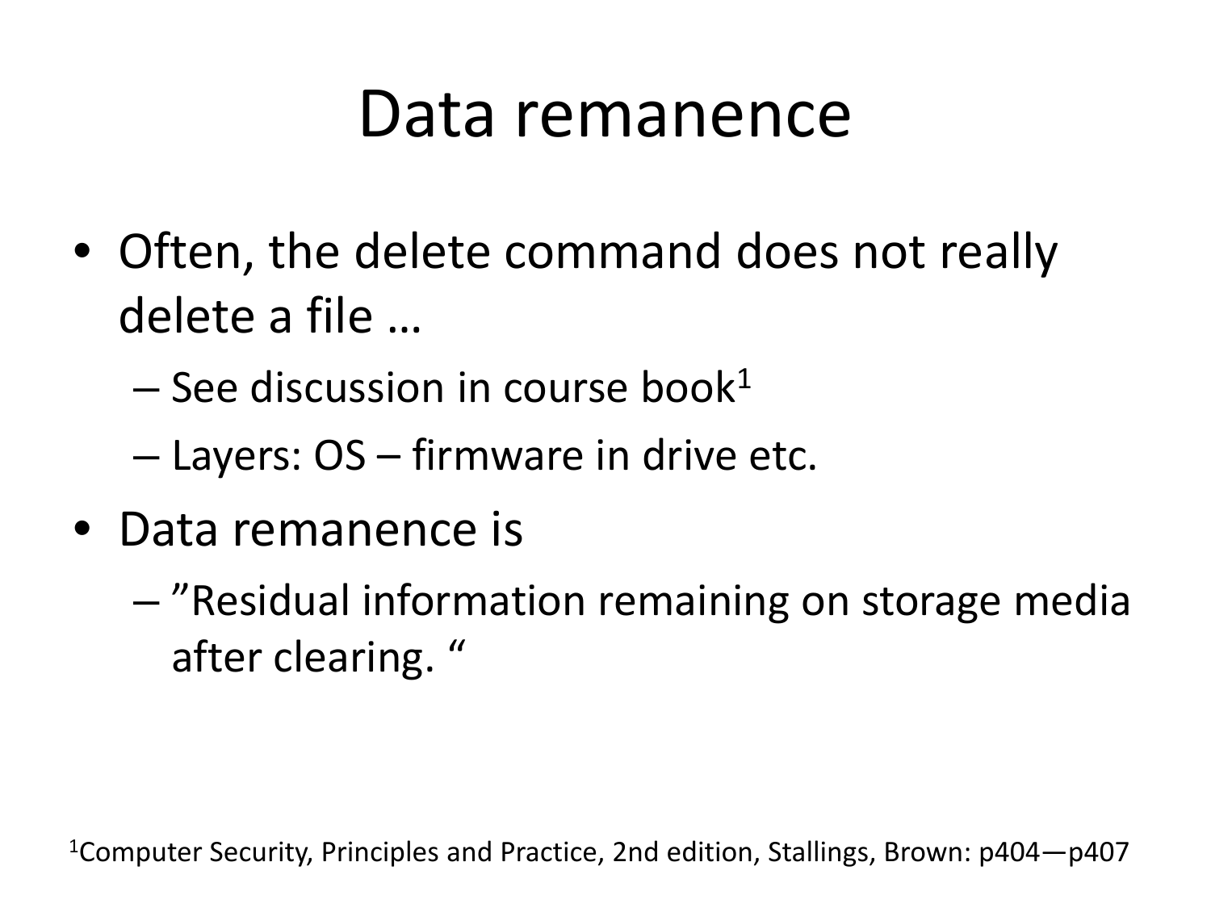# Data remanence

- Often, the delete command does not really delete a file …
  - See discussion in course book[1]
  - Layers: OS – firmware in drive etc.
- Data remanence is
  - ”Residual information remaining on storage media after clearing. “

[1]Computer Security, Principles and Practice, 2nd edition, Stallings, Brown: p404—p407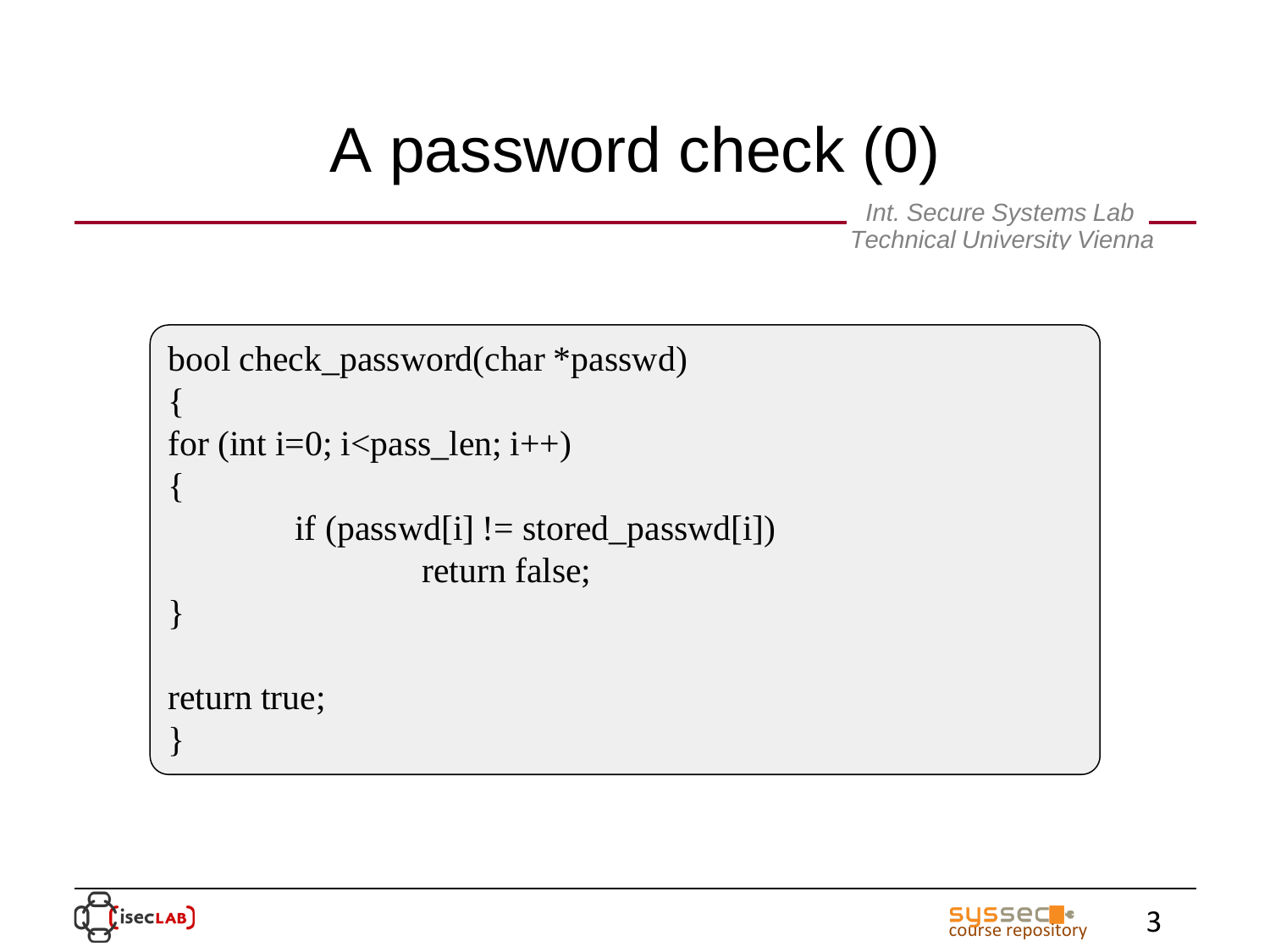# A password check (0)

```
bool check_password(char *passwd)
{
for (int i=0; i<pass_len; i++)
{
        if (passwd[i] != stored_passwd[i])
                return false;
}

return true;
}
```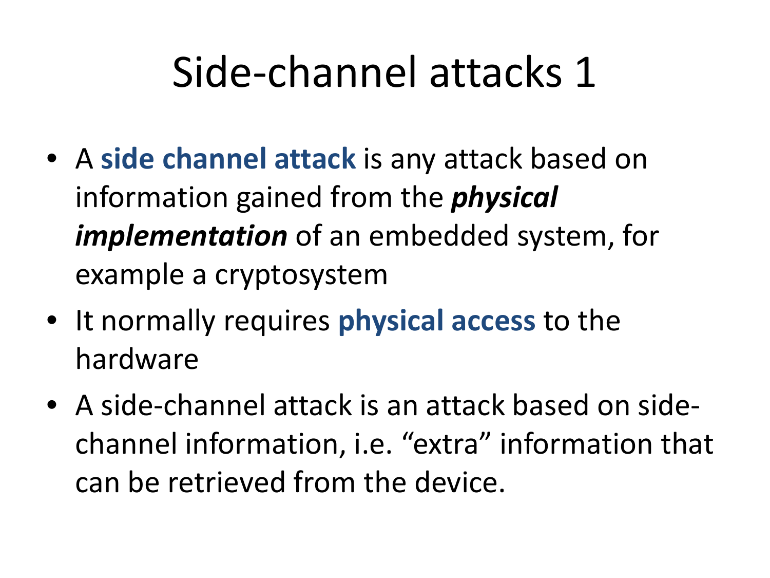# Side-channel attacks 1

- A **side channel attack** is any attack based on information gained from the ***physical implementation*** of an embedded system, for example a cryptosystem
- It normally requires **physical access** to the hardware
- A side-channel attack is an attack based on side-channel information, i.e. “extra” information that can be retrieved from the device.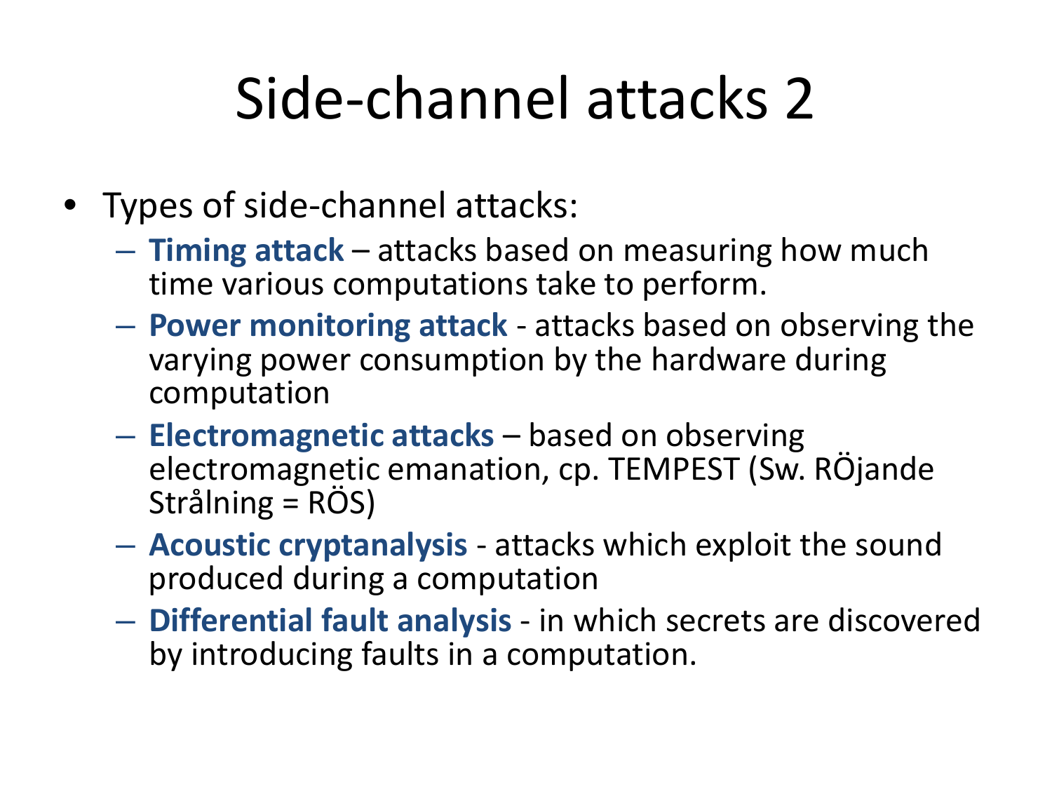# Side-channel attacks 2

- Types of side-channel attacks:
  - **Timing attack** – attacks based on measuring how much time various computations take to perform.
  - **Power monitoring attack** - attacks based on observing the varying power consumption by the hardware during computation
  - **Electromagnetic attacks** – based on observing electromagnetic emanation, cp. TEMPEST (Sw. RÖjande Strålning = RÖS)
  - **Acoustic cryptanalysis** - attacks which exploit the sound produced during a computation
  - **Differential fault analysis** - in which secrets are discovered by introducing faults in a computation.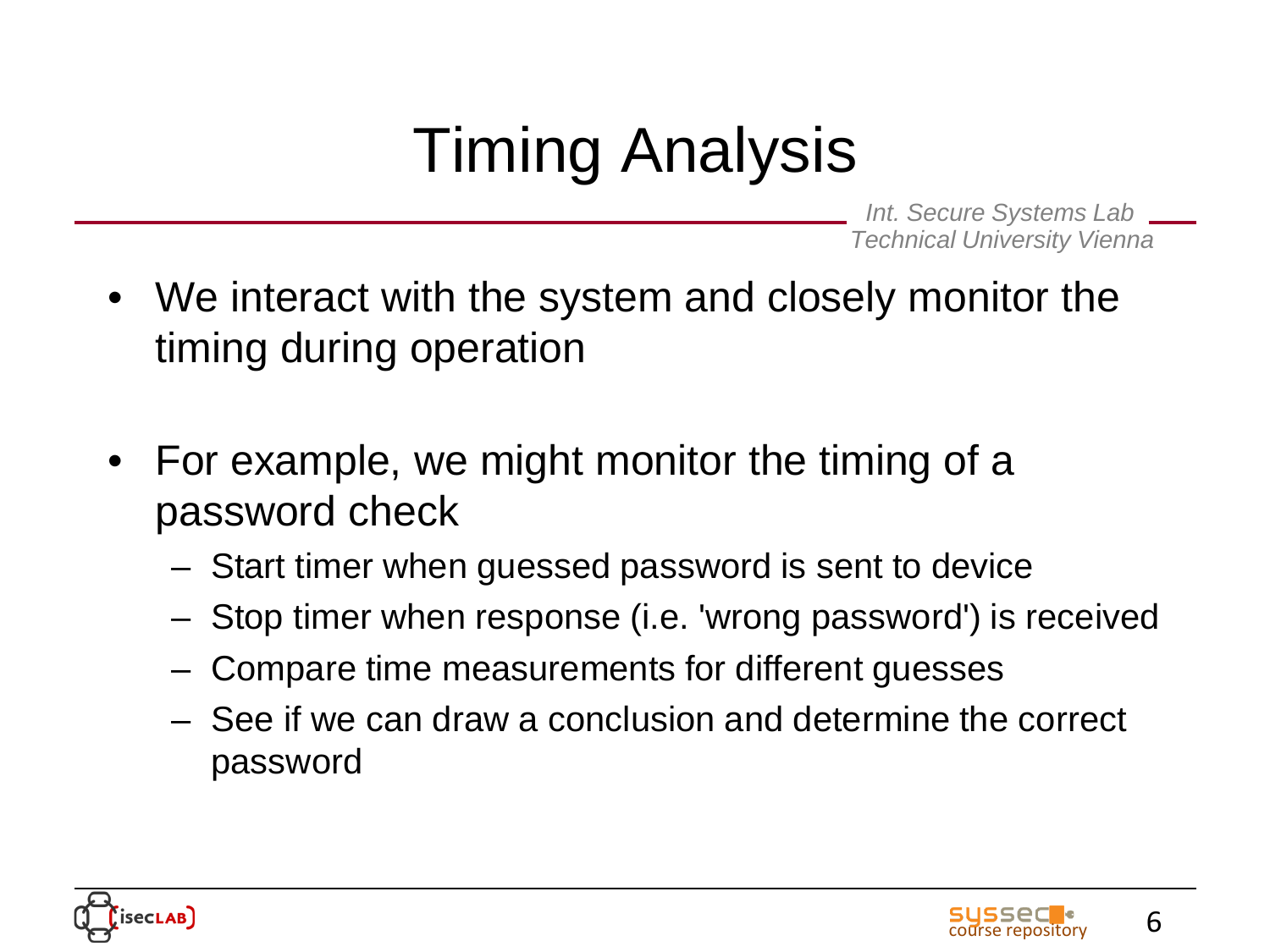# Timing Analysis

- We interact with the system and closely monitor the timing during operation
- For example, we might monitor the timing of a password check
  - Start timer when guessed password is sent to device
  - Stop timer when response (i.e. 'wrong password') is received
  - Compare time measurements for different guesses
  - See if we can draw a conclusion and determine the correct password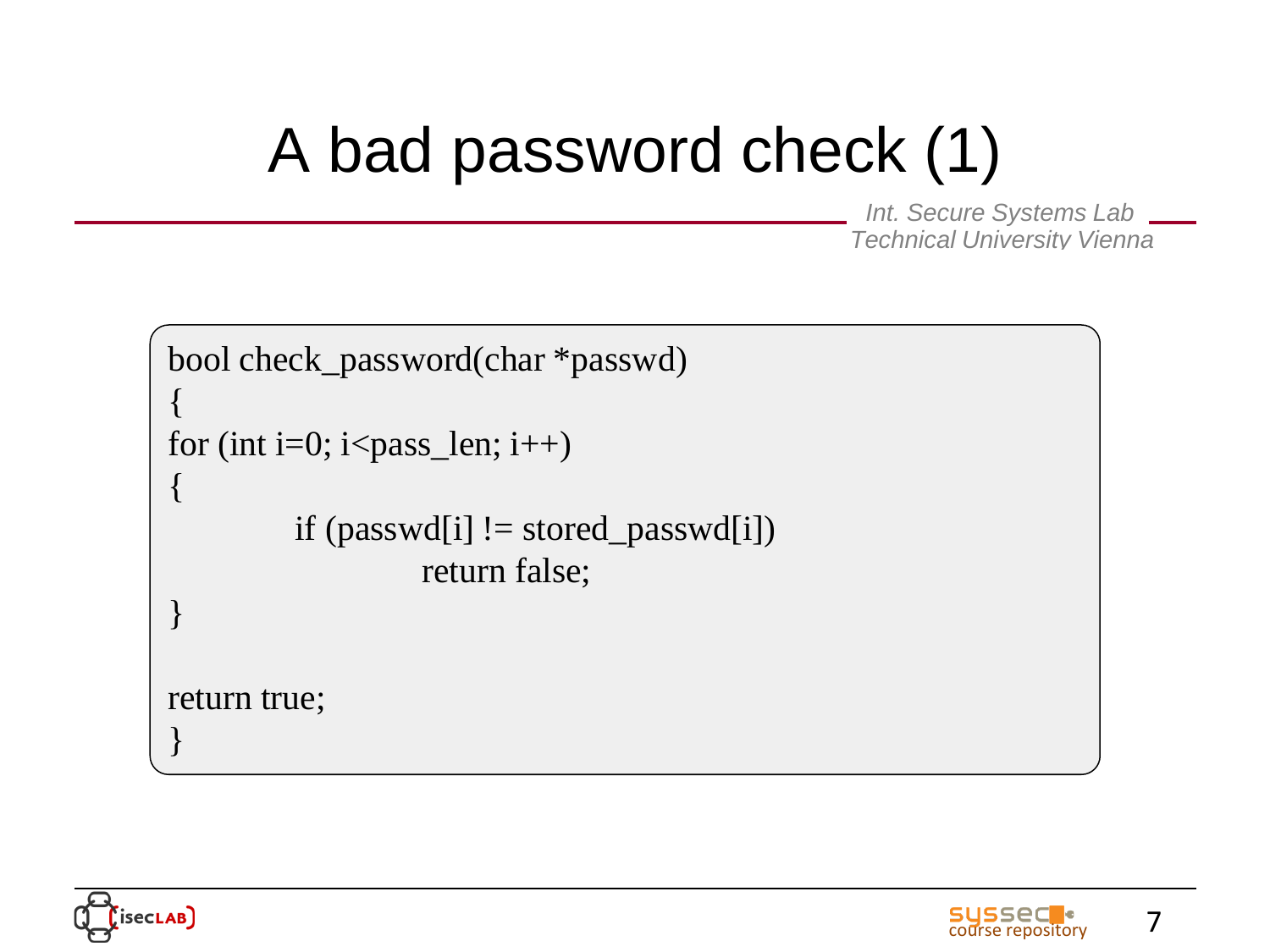# A bad password check (1)

*Int. Secure Systems Lab*
*Technical University Vienna*

```
bool check_password(char *passwd)
{
for (int i=0; i<pass_len; i++)
{
        if (passwd[i] != stored_passwd[i])
                return false;
}

return true;
}
```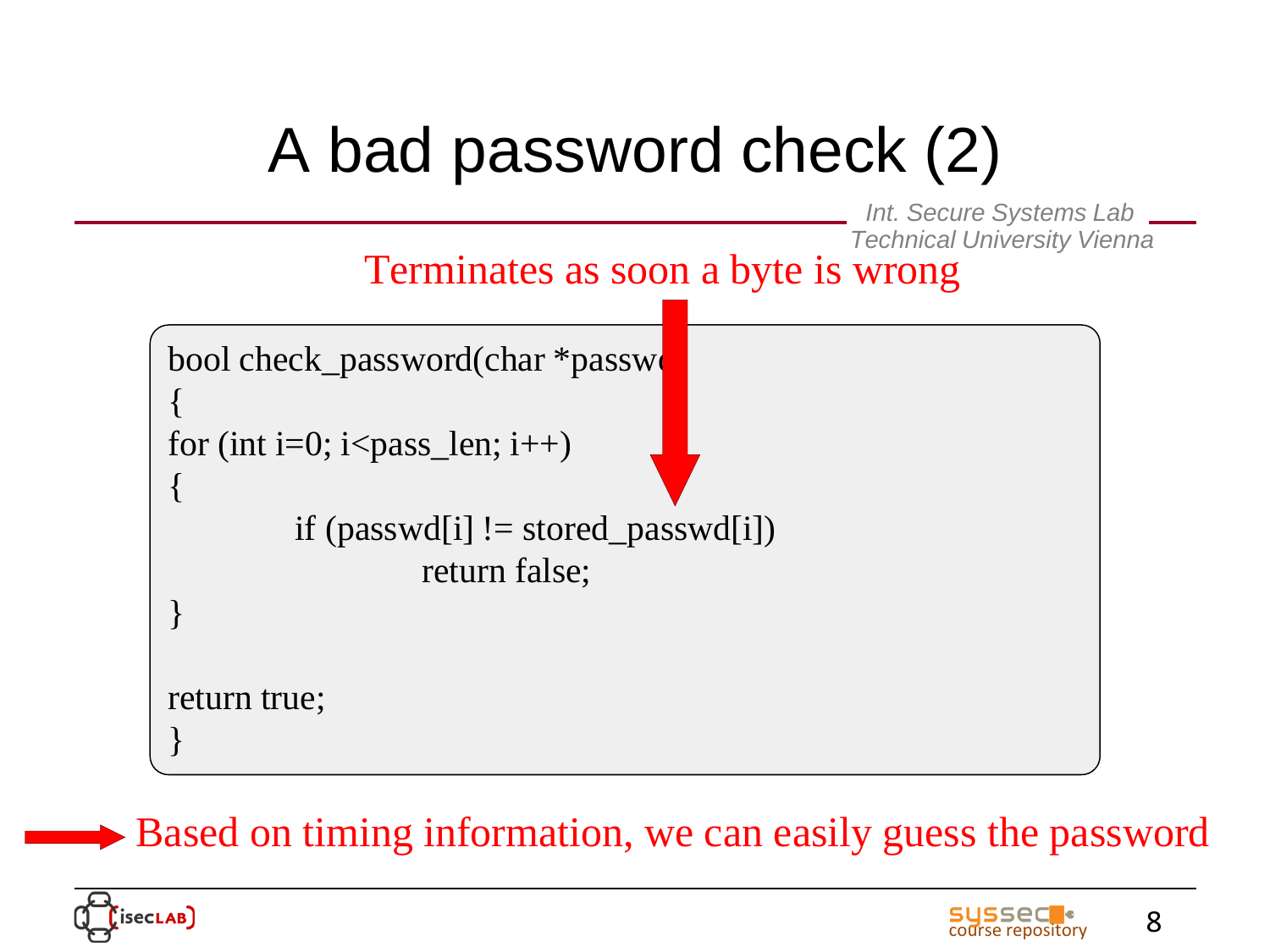# A bad password check (2)

Terminates as soon a byte is wrong

```
bool check_password(char *passwd)
{
for (int i=0; i<pass_len; i++)
{
        if (passwd[i] != stored_passwd[i])
                return false;
}

return true;
}
```

➡ Based on timing information, we can easily guess the password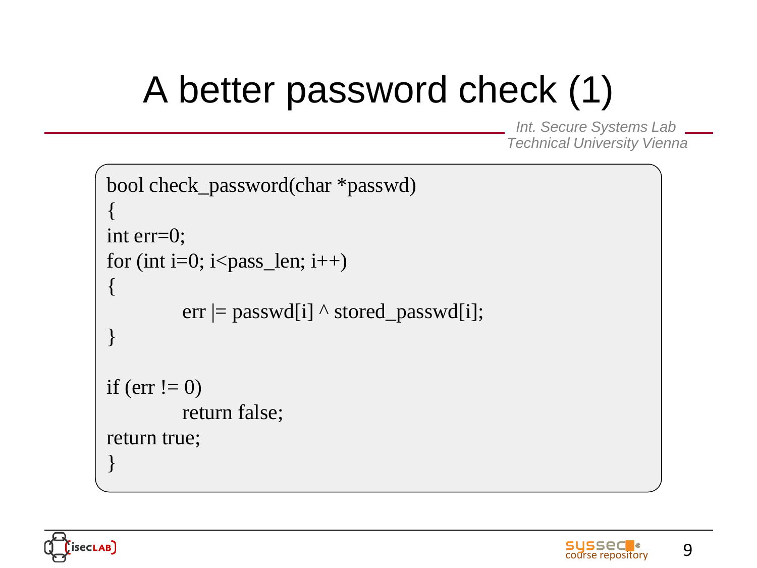# A better password check (1)

```
bool check_password(char *passwd)
{
int err=0;
for (int i=0; i<pass_len; i++)
{
	err |= passwd[i] ^ stored_passwd[i];
}

if (err != 0)
	return false;
return true;
}
```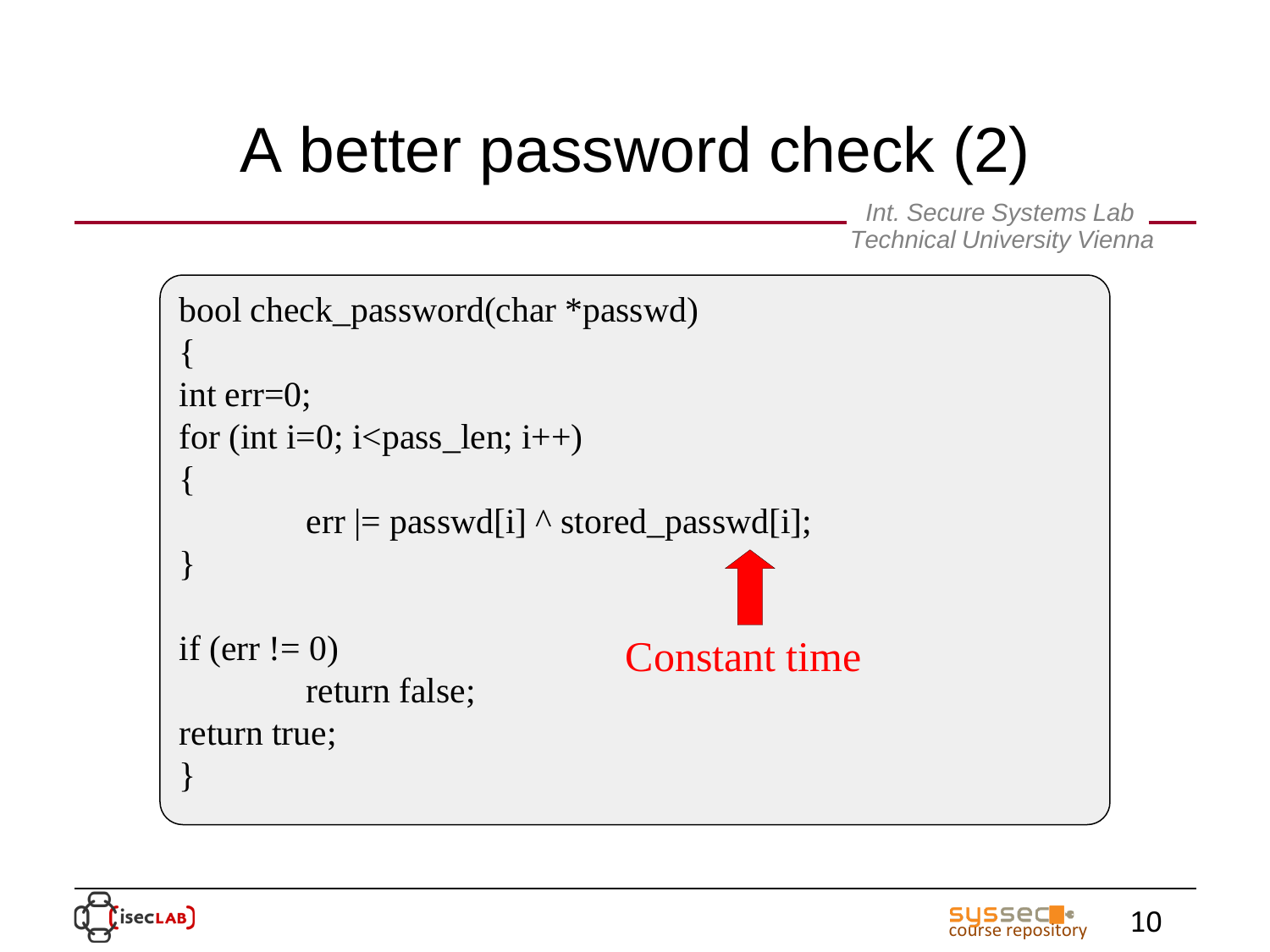# A better password check (2)

```
bool check_password(char *passwd)
{
int err=0;
for (int i=0; i<pass_len; i++)
{
        err |= passwd[i] ^ stored_passwd[i];
}

if (err != 0)
        return false;
return true;
}
```

Constant time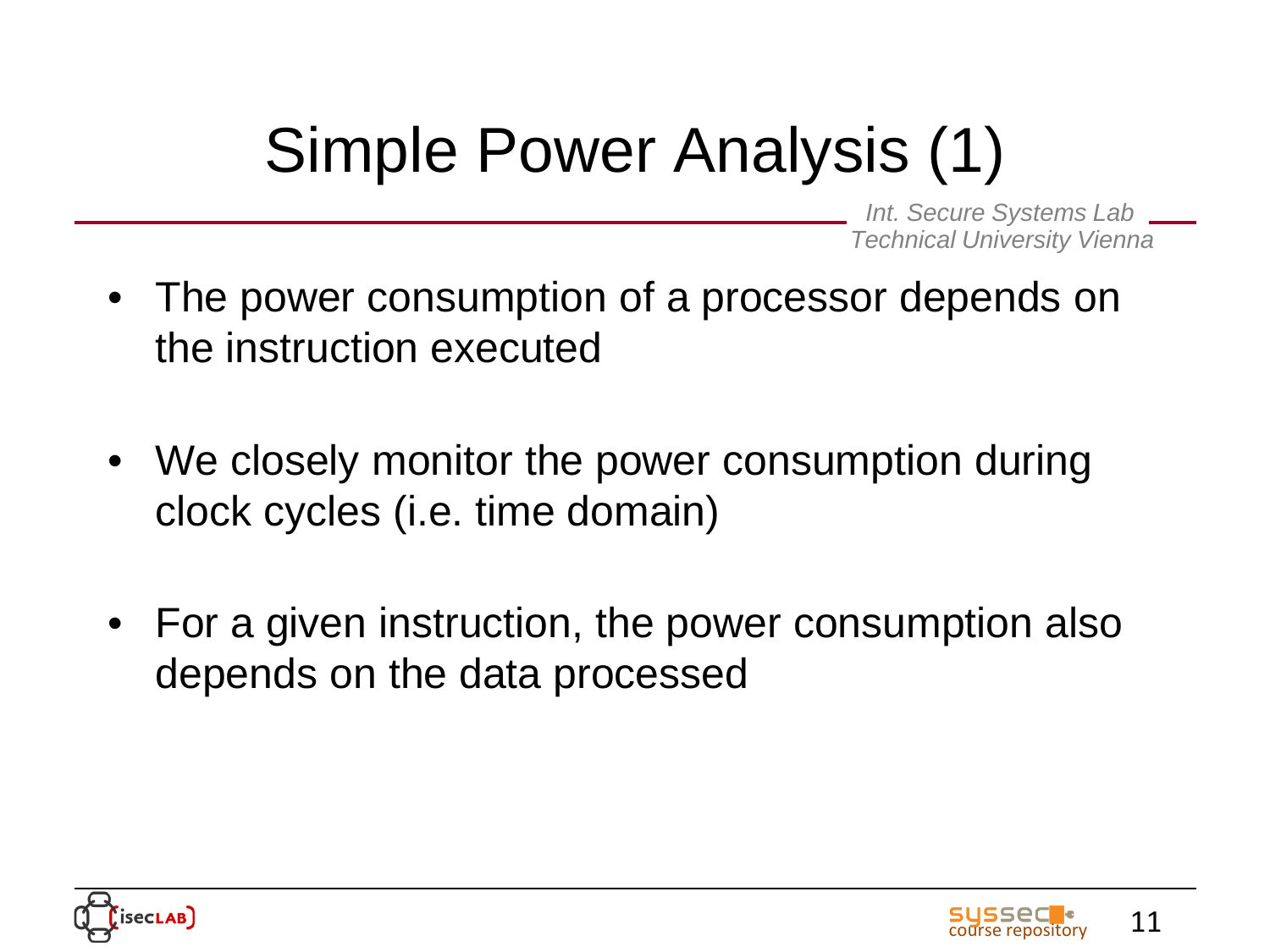# Simple Power Analysis (1)

- The power consumption of a processor depends on the instruction executed
- We closely monitor the power consumption during clock cycles (i.e. time domain)
- For a given instruction, the power consumption also depends on the data processed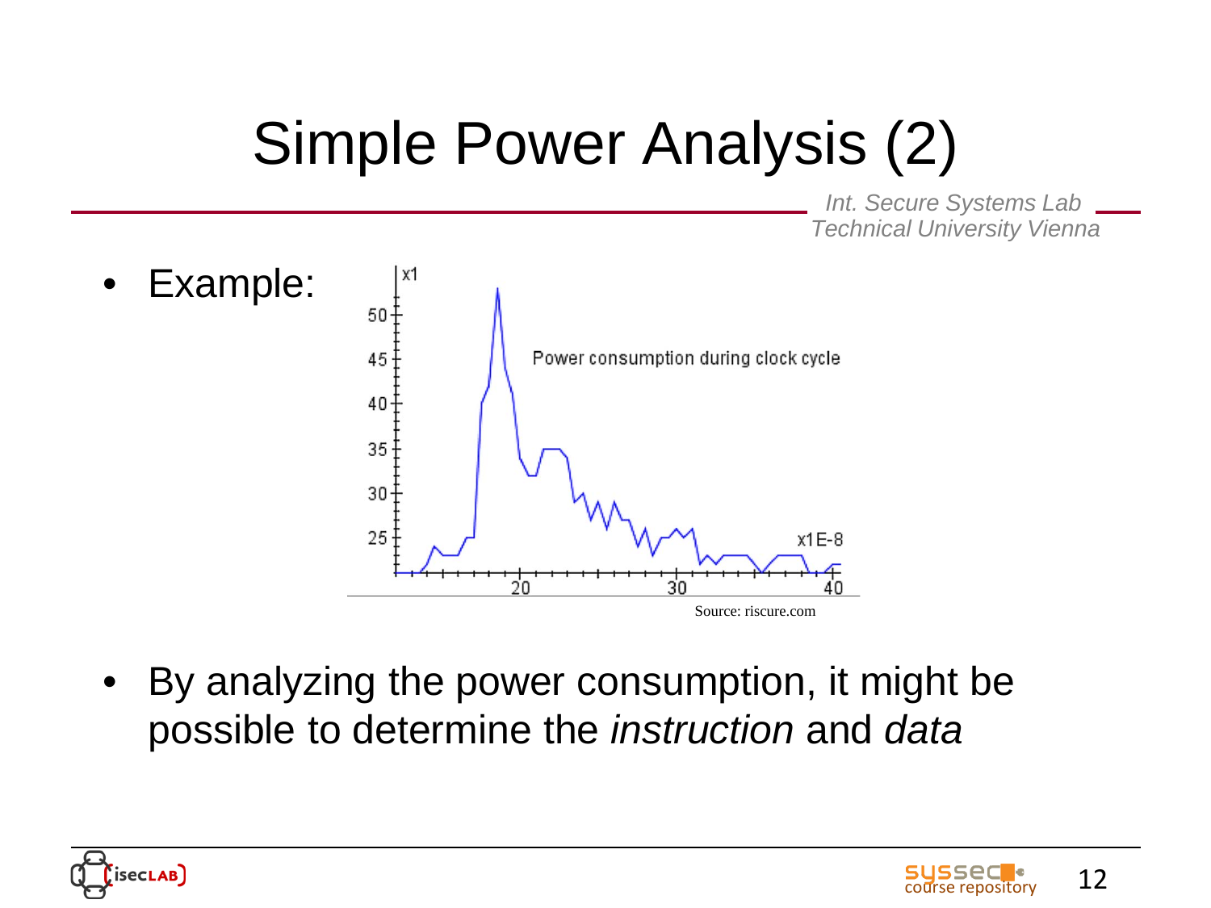# Simple Power Analysis (2)

- Example:

Source: riscure.com

- By analyzing the power consumption, it might be possible to determine the *instruction* and *data*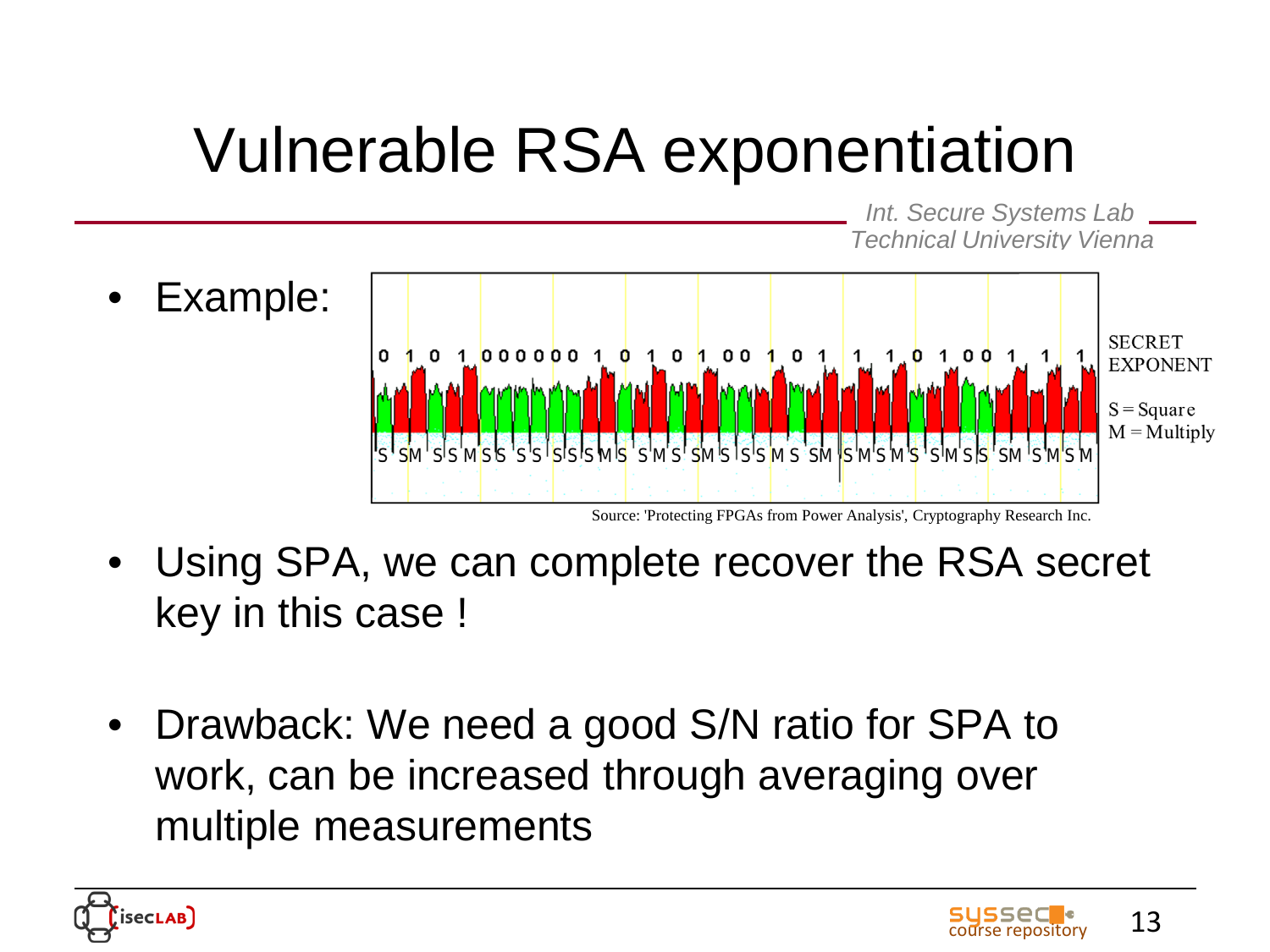# Vulnerable RSA exponentiation

*Int. Secure Systems Lab*
*Technical University Vienna*

- Example:

0 1 0 1 0 0 0 0 0 0 1 0 1 0 1 0 0 1 0 1 1 1 0 1 0 0 1 1 1

S SM S S M S S S S S S S M S S M S S M S S S S M S S M S M S M S S M S S S M S M S M

SECRET EXPONENT

S = Square
M = Multiply

Source: 'Protecting FPGAs from Power Analysis', Cryptography Research Inc.

- Using SPA, we can complete recover the RSA secret key in this case !

- Drawback: We need a good S/N ratio for SPA to work, can be increased through averaging over multiple measurements